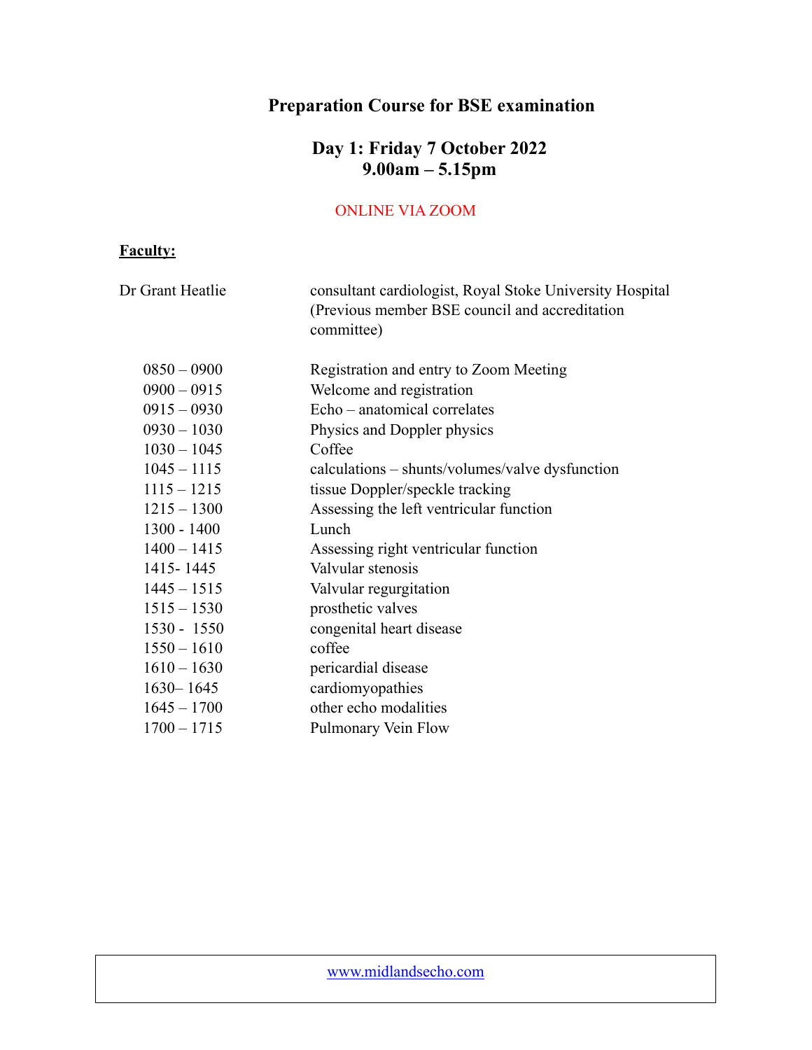# Preparation Course for BSE examination

## Day 1: Friday 7 October 2022
## 9.00am – 5.15pm

ONLINE VIA ZOOM

**Faculty:**

| | |
|---|---|
| Dr Grant Heatlie | consultant cardiologist, Royal Stoke University Hospital (Previous member BSE council and accreditation committee) |

| | |
|---|---|
| 0850 – 0900 | Registration and entry to Zoom Meeting |
| 0900 – 0915 | Welcome and registration |
| 0915 – 0930 | Echo – anatomical correlates |
| 0930 – 1030 | Physics and Doppler physics |
| 1030 – 1045 | Coffee |
| 1045 – 1115 | calculations – shunts/volumes/valve dysfunction |
| 1115 – 1215 | tissue Doppler/speckle tracking |
| 1215 – 1300 | Assessing the left ventricular function |
| 1300 - 1400 | Lunch |
| 1400 – 1415 | Assessing right ventricular function |
| 1415- 1445 | Valvular stenosis |
| 1445 – 1515 | Valvular regurgitation |
| 1515 – 1530 | prosthetic valves |
| 1530 - 1550 | congenital heart disease |
| 1550 – 1610 | coffee |
| 1610 – 1630 | pericardial disease |
| 1630– 1645 | cardiomyopathies |
| 1645 – 1700 | other echo modalities |
| 1700 – 1715 | Pulmonary Vein Flow |

www.midlandsecho.com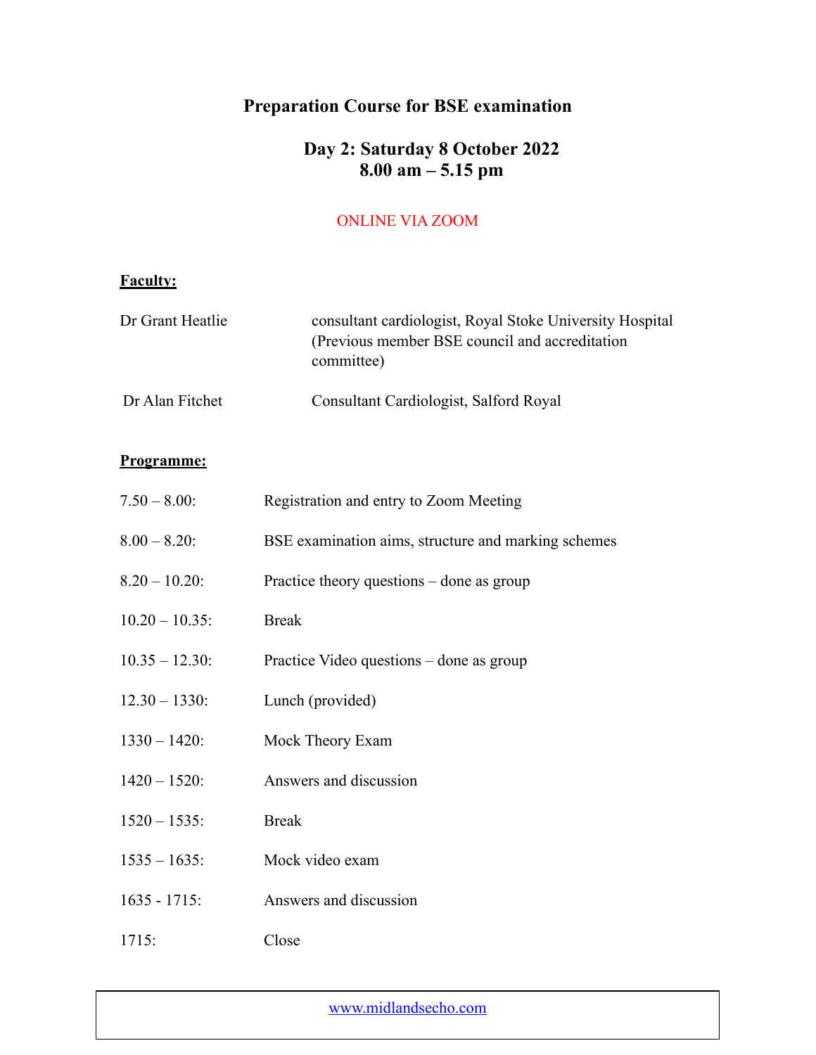# Preparation Course for BSE examination

## Day 2: Saturday 8 October 2022
## 8.00 am – 5.15 pm

ONLINE VIA ZOOM

**Faculty:**

| | |
|---|---|
| Dr Grant Heatlie | consultant cardiologist, Royal Stoke University Hospital (Previous member BSE council and accreditation committee) |
| Dr Alan Fitchet | Consultant Cardiologist, Salford Royal |

**Programme:**

| | |
|---|---|
| 7.50 – 8.00: | Registration and entry to Zoom Meeting |
| 8.00 – 8.20: | BSE examination aims, structure and marking schemes |
| 8.20 – 10.20: | Practice theory questions – done as group |
| 10.20 – 10.35: | Break |
| 10.35 – 12.30: | Practice Video questions – done as group |
| 12.30 – 1330: | Lunch (provided) |
| 1330 – 1420: | Mock Theory Exam |
| 1420 – 1520: | Answers and discussion |
| 1520 – 1535: | Break |
| 1535 – 1635: | Mock video exam |
| 1635 - 1715: | Answers and discussion |
| 1715: | Close |

www.midlandsecho.com